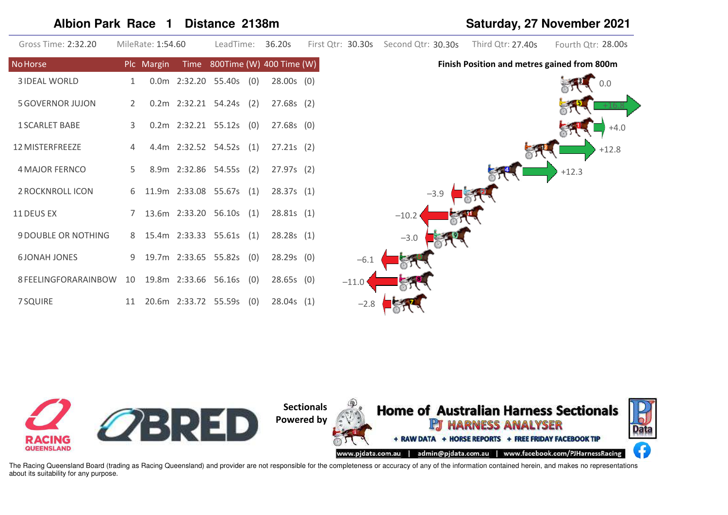# Albion Park Race 1 Distance 2138m

**Saturday, 27 November 2021**

Gross Time: 2:32.20 | MileRate: 1:54.60 | LeadTime: 36.20s | First Qtr: 30.30s | Second Qtr: 30.30s | Third Qtr: 27.40s | Fourth Qtr: 28.00s

| No | Horse | Plc | Margin | Time | 800Time | (W) | 400 Time | (W) | Finish Position and metres gained from 800m |
|---|---|---|---|---|---|---|---|---|---|
| 3 | IDEAL WORLD | 1 | 0.0m | 2:32.20 | 55.40s | (0) | 28.00s | (0) | 0.0 |
| 5 | GOVERNOR JUJON | 2 | 0.2m | 2:32.21 | 54.24s | (2) | 27.68s | (2) | +16.8 |
| 1 | SCARLET BABE | 3 | 0.2m | 2:32.21 | 55.12s | (0) | 27.68s | (0) | +4.0 |
| 12 | MISTERFREEZE | 4 | 4.4m | 2:32.52 | 54.52s | (1) | 27.21s | (2) | +12.8 |
| 4 | MAJOR FERNCO | 5 | 8.9m | 2:32.86 | 54.55s | (2) | 27.97s | (2) | +12.3 |
| 2 | ROCKNROLL ICON | 6 | 11.9m | 2:33.08 | 55.67s | (1) | 28.37s | (1) | −3.9 |
| 11 | DEUS EX | 7 | 13.6m | 2:33.20 | 56.10s | (1) | 28.81s | (1) | −10.2 |
| 9 | DOUBLE OR NOTHING | 8 | 15.4m | 2:33.33 | 55.61s | (1) | 28.28s | (1) | −3.0 |
| 6 | JONAH JONES | 9 | 19.7m | 2:33.65 | 55.82s | (0) | 28.29s | (0) | −6.1 |
| 8 | FEELINGFORARAINBOW | 10 | 19.8m | 2:33.66 | 56.16s | (0) | 28.65s | (0) | −11.0 |
| 7 | SQUIRE | 11 | 20.6m | 2:33.72 | 55.59s | (0) | 28.04s | (1) | −2.8 |

Sectionals Powered by

**Home of Australian Harness Sectionals**

PJ HARNESS ANALYSER

+ RAW DATA + HORSE REPORTS + FREE FRIDAY FACEBOOK TIP

www.pjdata.com.au | admin@pjdata.com.au | www.facebook.com/PJHarnessRacing

The Racing Queensland Board (trading as Racing Queensland) and provider are not responsible for the completeness or accuracy of any of the information contained herein, and makes no representations about its suitability for any purpose.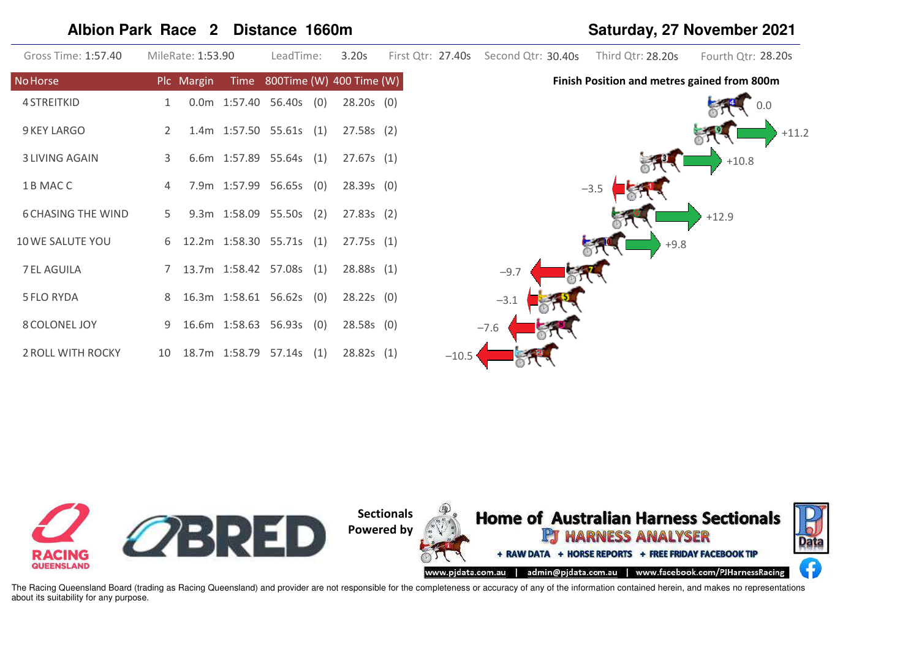# Albion Park Race 2 Distance 1660m

**Saturday, 27 November 2021**

Gross Time: 1:57.40 | MileRate: 1:53.90 | LeadTime: 3.20s | First Qtr: 27.40s | Second Qtr: 30.40s | Third Qtr: 28.20s | Fourth Qtr: 28.20s

| No | Horse | Plc | Margin | Time | 800Time | (W) | 400 Time | (W) | Finish Position and metres gained from 800m |
|---|---|---|---|---|---|---|---|---|---|
| 4 | STREITKID | 1 | 0.0m | 1:57.40 | 56.40s | (0) | 28.20s | (0) | 0.0 |
| 9 | KEY LARGO | 2 | 1.4m | 1:57.50 | 55.61s | (1) | 27.58s | (2) | +11.2 |
| 3 | LIVING AGAIN | 3 | 6.6m | 1:57.89 | 55.64s | (1) | 27.67s | (1) | +10.8 |
| 1 | B MAC C | 4 | 7.9m | 1:57.99 | 56.65s | (0) | 28.39s | (0) | −3.5 |
| 6 | CHASING THE WIND | 5 | 9.3m | 1:58.09 | 55.50s | (2) | 27.83s | (2) | +12.9 |
| 10 | WE SALUTE YOU | 6 | 12.2m | 1:58.30 | 55.71s | (1) | 27.75s | (1) | +9.8 |
| 7 | EL AGUILA | 7 | 13.7m | 1:58.42 | 57.08s | (1) | 28.88s | (1) | −9.7 |
| 5 | FLO RYDA | 8 | 16.3m | 1:58.61 | 56.62s | (0) | 28.22s | (0) | −3.1 |
| 8 | COLONEL JOY | 9 | 16.6m | 1:58.63 | 56.93s | (0) | 28.58s | (0) | −7.6 |
| 2 | ROLL WITH ROCKY | 10 | 18.7m | 1:58.79 | 57.14s | (1) | 28.82s | (1) | −10.5 |

Sectionals Powered by

**Home of Australian Harness Sectionals**

PJ HARNESS ANALYSER

+ RAW DATA + HORSE REPORTS + FREE FRIDAY FACEBOOK TIP

www.pjdata.com.au | admin@pjdata.com.au | www.facebook.com/PJHarnessRacing

The Racing Queensland Board (trading as Racing Queensland) and provider are not responsible for the completeness or accuracy of any of the information contained herein, and makes no representations about its suitability for any purpose.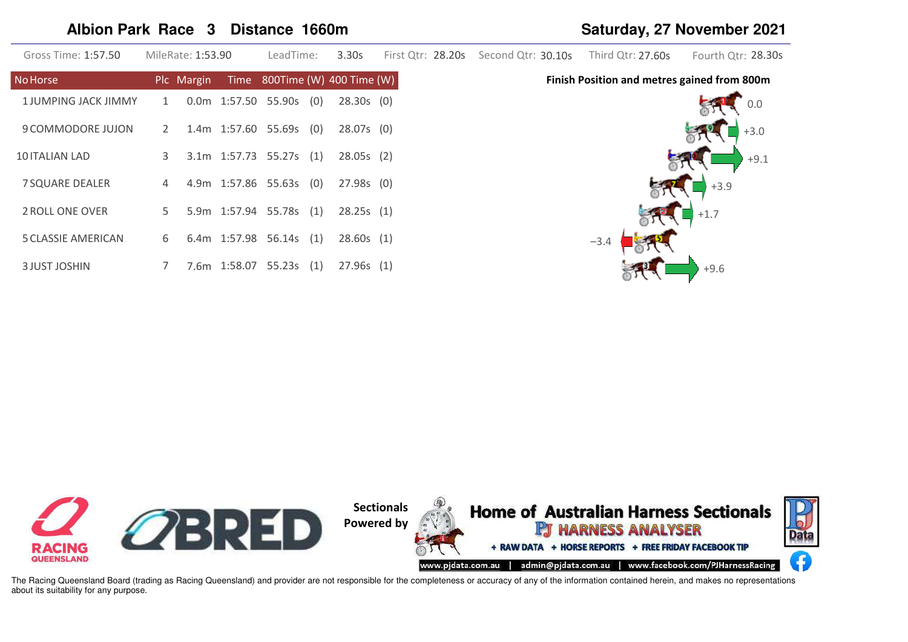## Albion Park Race 3 Distance 1660m

**Saturday, 27 November 2021**

Gross Time: 1:57.50 | MileRate: 1:53.90 | LeadTime: 3.30s | First Qtr: 28.20s | Second Qtr: 30.10s | Third Qtr: 27.60s | Fourth Qtr: 28.30s

| No | Horse | Plc | Margin | Time | 800Time | (W) | 400 Time | (W) | Finish Position and metres gained from 800m |
|---|---|---|---|---|---|---|---|---|---|
| 1 | JUMPING JACK JIMMY | 1 | 0.0m | 1:57.50 | 55.90s | (0) | 28.30s | (0) | 0.0 |
| 9 | COMMODORE JUJON | 2 | 1.4m | 1:57.60 | 55.69s | (0) | 28.07s | (0) | +3.0 |
| 10 | ITALIAN LAD | 3 | 3.1m | 1:57.73 | 55.27s | (1) | 28.05s | (2) | +9.1 |
| 7 | SQUARE DEALER | 4 | 4.9m | 1:57.86 | 55.63s | (0) | 27.98s | (0) | +3.9 |
| 2 | ROLL ONE OVER | 5 | 5.9m | 1:57.94 | 55.78s | (1) | 28.25s | (1) | +1.7 |
| 5 | CLASSIE AMERICAN | 6 | 6.4m | 1:57.98 | 56.14s | (1) | 28.60s | (1) | −3.4 |
| 3 | JUST JOSHIN | 7 | 7.6m | 1:58.07 | 55.23s | (1) | 27.96s | (1) | +9.6 |

Sectionals Powered by

**Home of Australian Harness Sectionals**

PJ HARNESS ANALYSER

+ RAW DATA + HORSE REPORTS + FREE FRIDAY FACEBOOK TIP

www.pjdata.com.au | admin@pjdata.com.au | www.facebook.com/PJHarnessRacing

The Racing Queensland Board (trading as Racing Queensland) and provider are not responsible for the completeness or accuracy of any of the information contained herein, and makes no representations about its suitability for any purpose.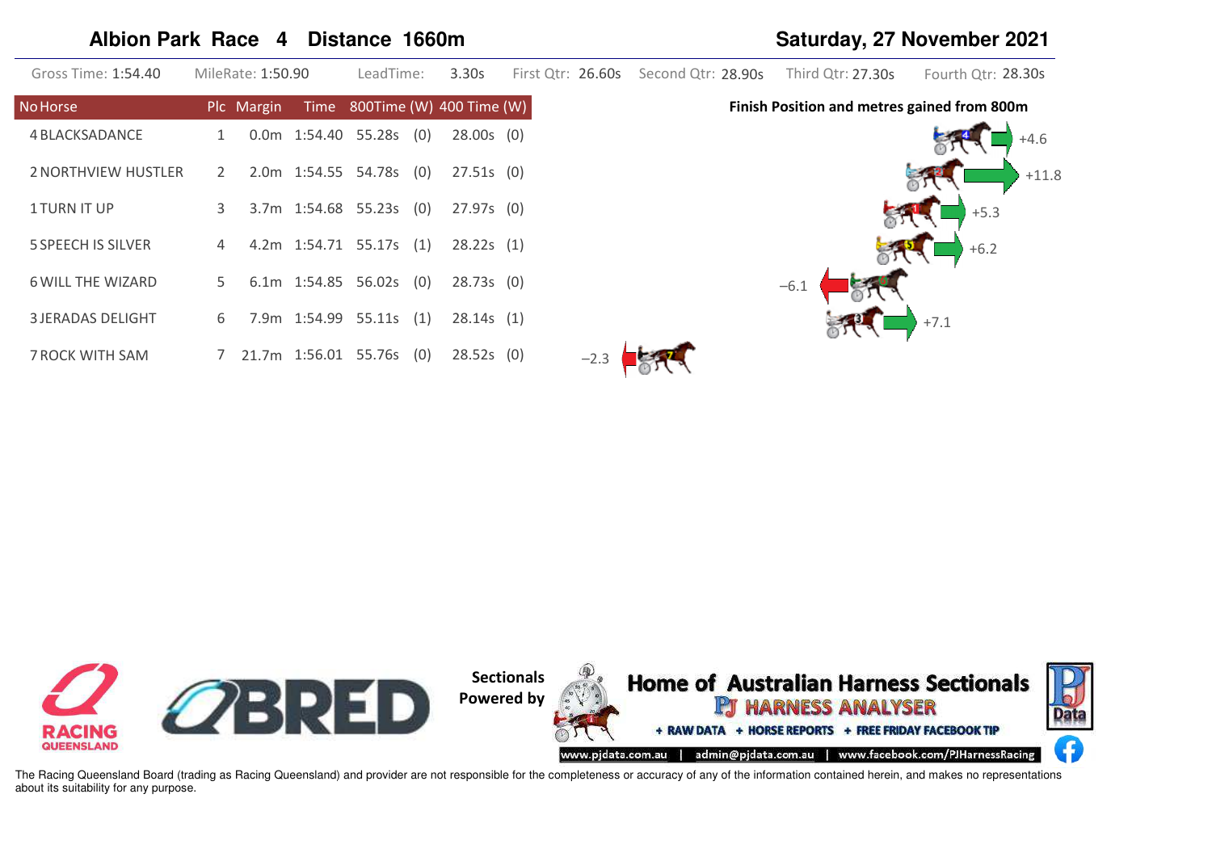## Albion Park Race 4 Distance 1660m

**Saturday, 27 November 2021**

Gross Time: 1:54.40 | MileRate: 1:50.90 | LeadTime: 3.30s | First Qtr: 26.60s | Second Qtr: 28.90s | Third Qtr: 27.30s | Fourth Qtr: 28.30s

| No Horse | Plc | Margin | Time | 800Time | (W) | 400 Time | (W) | Finish Position and metres gained from 800m |
|---|---|---|---|---|---|---|---|---|
| 4 BLACKSADANCE | 1 | 0.0m | 1:54.40 | 55.28s | (0) | 28.00s | (0) | +4.6 |
| 2 NORTHVIEW HUSTLER | 2 | 2.0m | 1:54.55 | 54.78s | (0) | 27.51s | (0) | +11.8 |
| 1 TURN IT UP | 3 | 3.7m | 1:54.68 | 55.23s | (0) | 27.97s | (0) | +5.3 |
| 5 SPEECH IS SILVER | 4 | 4.2m | 1:54.71 | 55.17s | (1) | 28.22s | (1) | +6.2 |
| 6 WILL THE WIZARD | 5 | 6.1m | 1:54.85 | 56.02s | (0) | 28.73s | (0) | −6.1 |
| 3 JERADAS DELIGHT | 6 | 7.9m | 1:54.99 | 55.11s | (1) | 28.14s | (1) | +7.1 |
| 7 ROCK WITH SAM | 7 | 21.7m | 1:56.01 | 55.76s | (0) | 28.52s | (0) | −2.3 |

Sectionals Powered by

Home of Australian Harness Sectionals
PJ HARNESS ANALYSER
+ RAW DATA + HORSE REPORTS + FREE FRIDAY FACEBOOK TIP
www.pjdata.com.au | admin@pjdata.com.au | www.facebook.com/PJHarnessRacing

The Racing Queensland Board (trading as Racing Queensland) and provider are not responsible for the completeness or accuracy of any of the information contained herein, and makes no representations about its suitability for any purpose.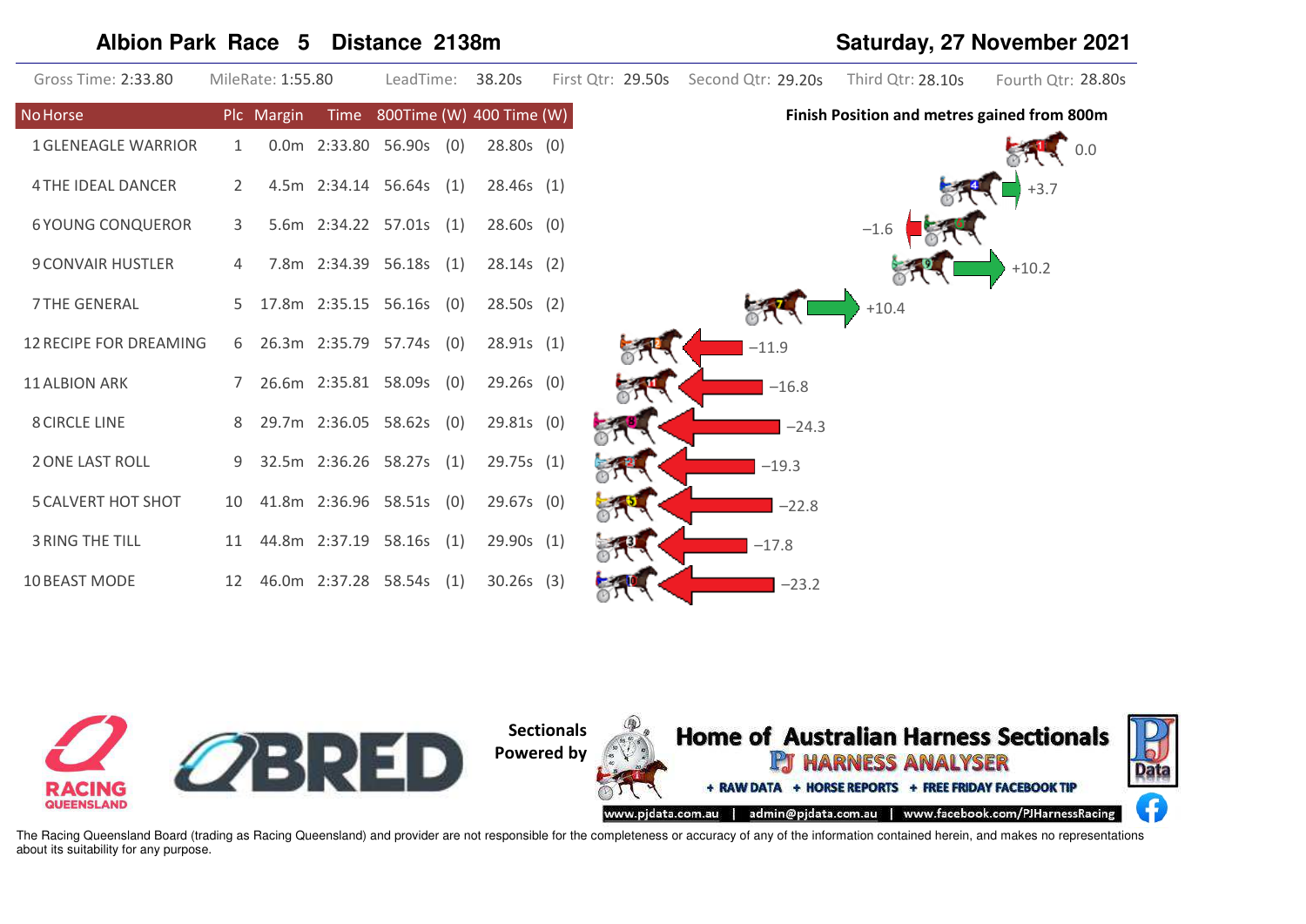## Albion Park Race 5 Distance 2138m

**Saturday, 27 November 2021**

Gross Time: 2:33.80 | MileRate: 1:55.80 | LeadTime: 38.20s | First Qtr: 29.50s | Second Qtr: 29.20s | Third Qtr: 28.10s | Fourth Qtr: 28.80s

| No | Horse | Plc | Margin | Time | 800Time | (W) | 400 Time | (W) | Finish Position and metres gained from 800m |
|---|---|---|---|---|---|---|---|---|---|
| 1 | GLENEAGLE WARRIOR | 1 | 0.0m | 2:33.80 | 56.90s | (0) | 28.80s | (0) | 0.0 |
| 4 | THE IDEAL DANCER | 2 | 4.5m | 2:34.14 | 56.64s | (1) | 28.46s | (1) | +3.7 |
| 6 | YOUNG CONQUEROR | 3 | 5.6m | 2:34.22 | 57.01s | (1) | 28.60s | (0) | −1.6 |
| 9 | CONVAIR HUSTLER | 4 | 7.8m | 2:34.39 | 56.18s | (1) | 28.14s | (2) | +10.2 |
| 7 | THE GENERAL | 5 | 17.8m | 2:35.15 | 56.16s | (0) | 28.50s | (2) | +10.4 |
| 12 | RECIPE FOR DREAMING | 6 | 26.3m | 2:35.79 | 57.74s | (0) | 28.91s | (1) | −11.9 |
| 11 | ALBION ARK | 7 | 26.6m | 2:35.81 | 58.09s | (0) | 29.26s | (0) | −16.8 |
| 8 | CIRCLE LINE | 8 | 29.7m | 2:36.05 | 58.62s | (0) | 29.81s | (0) | −24.3 |
| 2 | ONE LAST ROLL | 9 | 32.5m | 2:36.26 | 58.27s | (1) | 29.75s | (1) | −19.3 |
| 5 | CALVERT HOT SHOT | 10 | 41.8m | 2:36.96 | 58.51s | (0) | 29.67s | (0) | −22.8 |
| 3 | RING THE TILL | 11 | 44.8m | 2:37.19 | 58.16s | (1) | 29.90s | (1) | −17.8 |
| 10 | BEAST MODE | 12 | 46.0m | 2:37.28 | 58.54s | (1) | 30.26s | (3) | −23.2 |

Sectionals Powered by

**Home of Australian Harness Sectionals**

PJ HARNESS ANALYSER

+ RAW DATA + HORSE REPORTS + FREE FRIDAY FACEBOOK TIP

www.pjdata.com.au | admin@pjdata.com.au | www.facebook.com/PJHarnessRacing

The Racing Queensland Board (trading as Racing Queensland) and provider are not responsible for the completeness or accuracy of any of the information contained herein, and makes no representations about its suitability for any purpose.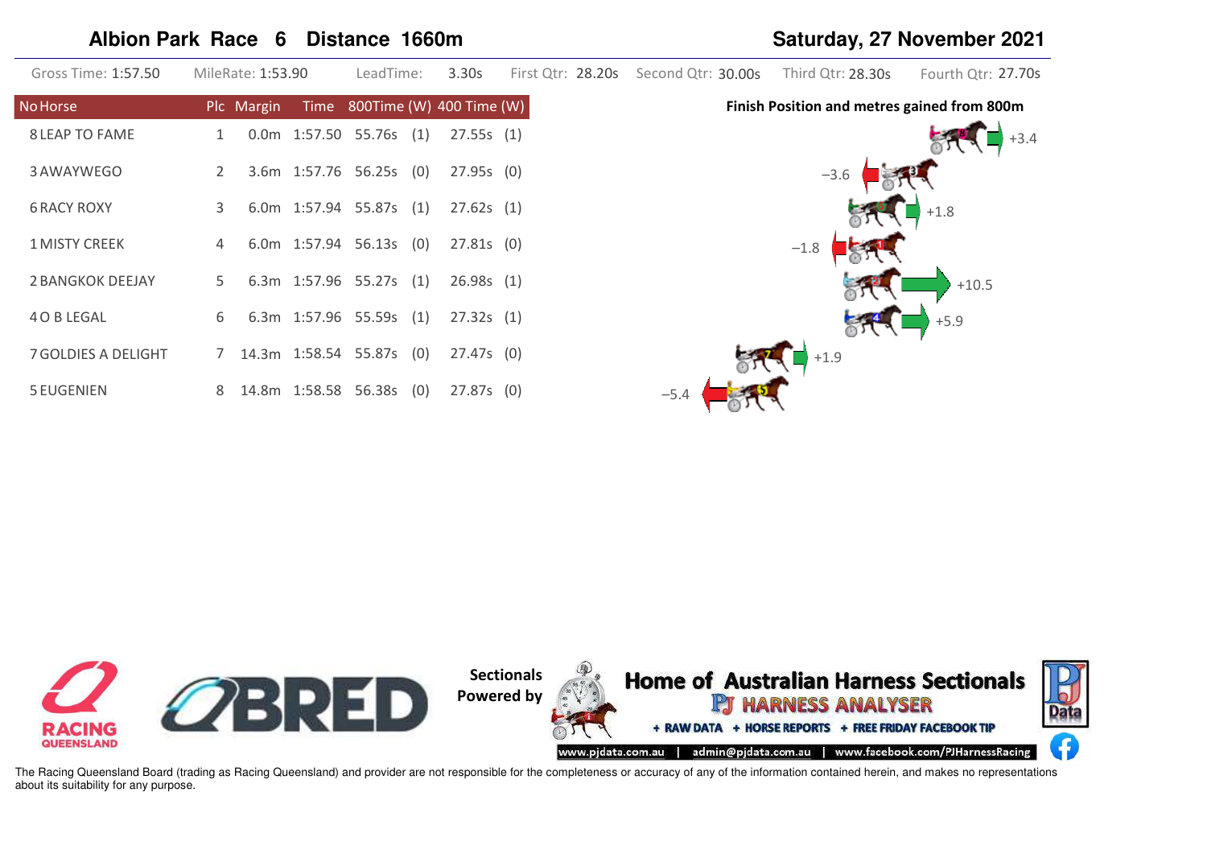## Albion Park Race 6 Distance 1660m

**Saturday, 27 November 2021**

Gross Time: 1:57.50 | MileRate: 1:53.90 | LeadTime: 3.30s | First Qtr: 28.20s | Second Qtr: 30.00s | Third Qtr: 28.30s | Fourth Qtr: 27.70s

| No | Horse | Plc | Margin | Time | 800Time | (W) | 400 Time | (W) | Finish Position and metres gained from 800m |
|---|---|---|---|---|---|---|---|---|---|
| 8 | LEAP TO FAME | 1 | 0.0m | 1:57.50 | 55.76s | (1) | 27.55s | (1) | +3.4 |
| 3 | AWAYWEGO | 2 | 3.6m | 1:57.76 | 56.25s | (0) | 27.95s | (0) | −3.6 |
| 6 | RACY ROXY | 3 | 6.0m | 1:57.94 | 55.87s | (1) | 27.62s | (1) | +1.8 |
| 1 | MISTY CREEK | 4 | 6.0m | 1:57.94 | 56.13s | (0) | 27.81s | (0) | −1.8 |
| 2 | BANGKOK DEEJAY | 5 | 6.3m | 1:57.96 | 55.27s | (1) | 26.98s | (1) | +10.5 |
| 4 | O B LEGAL | 6 | 6.3m | 1:57.96 | 55.59s | (1) | 27.32s | (1) | +5.9 |
| 7 | GOLDIES A DELIGHT | 7 | 14.3m | 1:58.54 | 55.87s | (0) | 27.47s | (0) | +1.9 |
| 5 | EUGENIEN | 8 | 14.8m | 1:58.58 | 56.38s | (0) | 27.87s | (0) | −5.4 |

Sectionals Powered by

Home of Australian Harness Sectionals
PJ HARNESS ANALYSER
+ RAW DATA + HORSE REPORTS + FREE FRIDAY FACEBOOK TIP
www.pjdata.com.au | admin@pjdata.com.au | www.facebook.com/PJHarnessRacing

The Racing Queensland Board (trading as Racing Queensland) and provider are not responsible for the completeness or accuracy of any of the information contained herein, and makes no representations about its suitability for any purpose.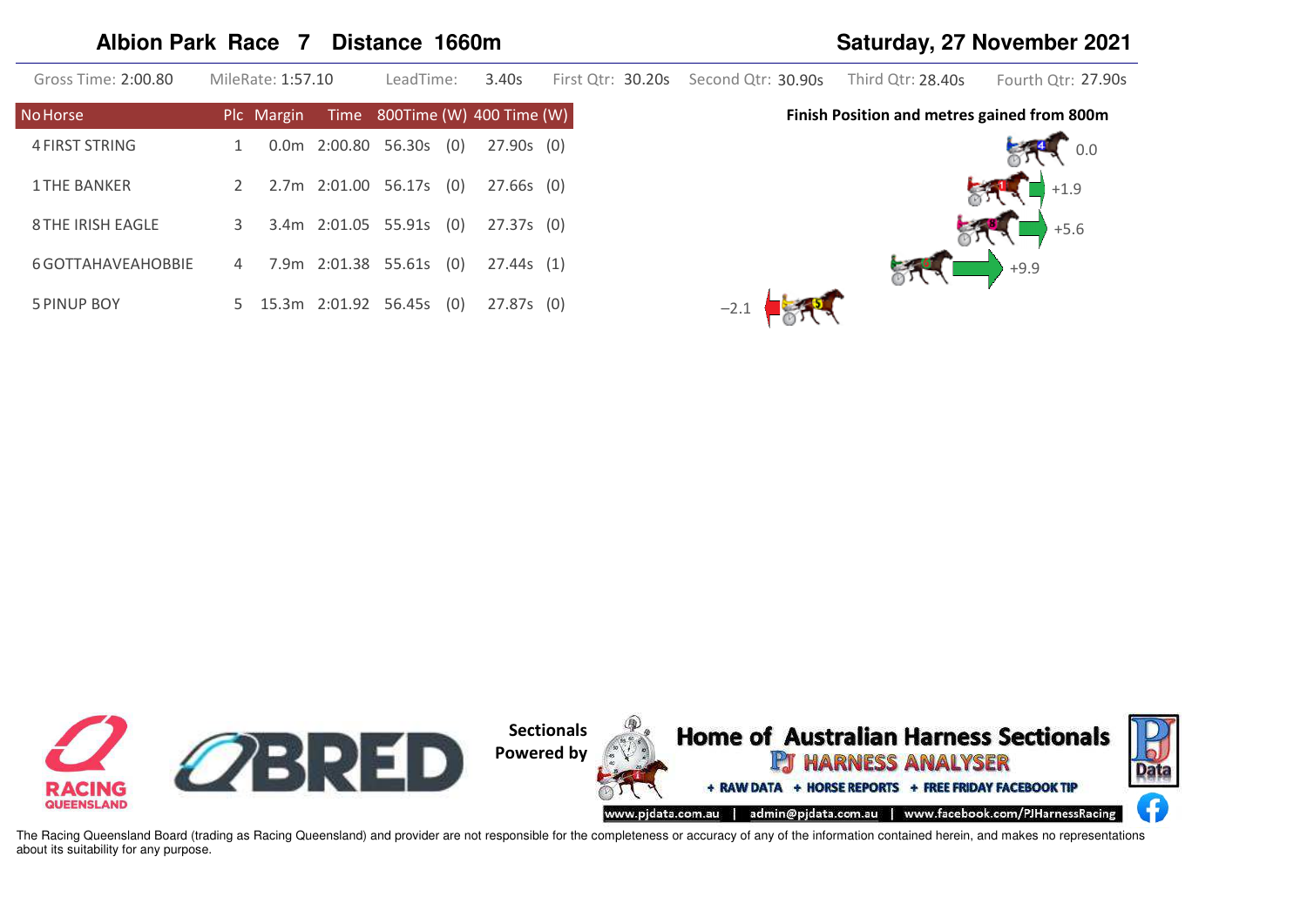## Albion Park Race 7 Distance 1660m

**Saturday, 27 November 2021**

Gross Time: 2:00.80 | MileRate: 1:57.10 | LeadTime: 3.40s | First Qtr: 30.20s | Second Qtr: 30.90s | Third Qtr: 28.40s | Fourth Qtr: 27.90s

| No | Horse | Plc | Margin | Time | 800Time | (W) | 400 Time | (W) | Finish Position and metres gained from 800m |
|---|---|---|---|---|---|---|---|---|---|
| 4 | FIRST STRING | 1 | 0.0m | 2:00.80 | 56.30s | (0) | 27.90s | (0) | 0.0 |
| 1 | THE BANKER | 2 | 2.7m | 2:01.00 | 56.17s | (0) | 27.66s | (0) | +1.9 |
| 8 | THE IRISH EAGLE | 3 | 3.4m | 2:01.05 | 55.91s | (0) | 27.37s | (0) | +5.6 |
| 6 | GOTTAHAVEAHOBBIE | 4 | 7.9m | 2:01.38 | 55.61s | (0) | 27.44s | (1) | +9.9 |
| 5 | PINUP BOY | 5 | 15.3m | 2:01.92 | 56.45s | (0) | 27.87s | (0) | −2.1 |

Sectionals Powered by

**Home of Australian Harness Sectionals**

PJ HARNESS ANALYSER

+ RAW DATA + HORSE REPORTS + FREE FRIDAY FACEBOOK TIP

www.pjdata.com.au | admin@pjdata.com.au | www.facebook.com/PJHarnessRacing

The Racing Queensland Board (trading as Racing Queensland) and provider are not responsible for the completeness or accuracy of any of the information contained herein, and makes no representations about its suitability for any purpose.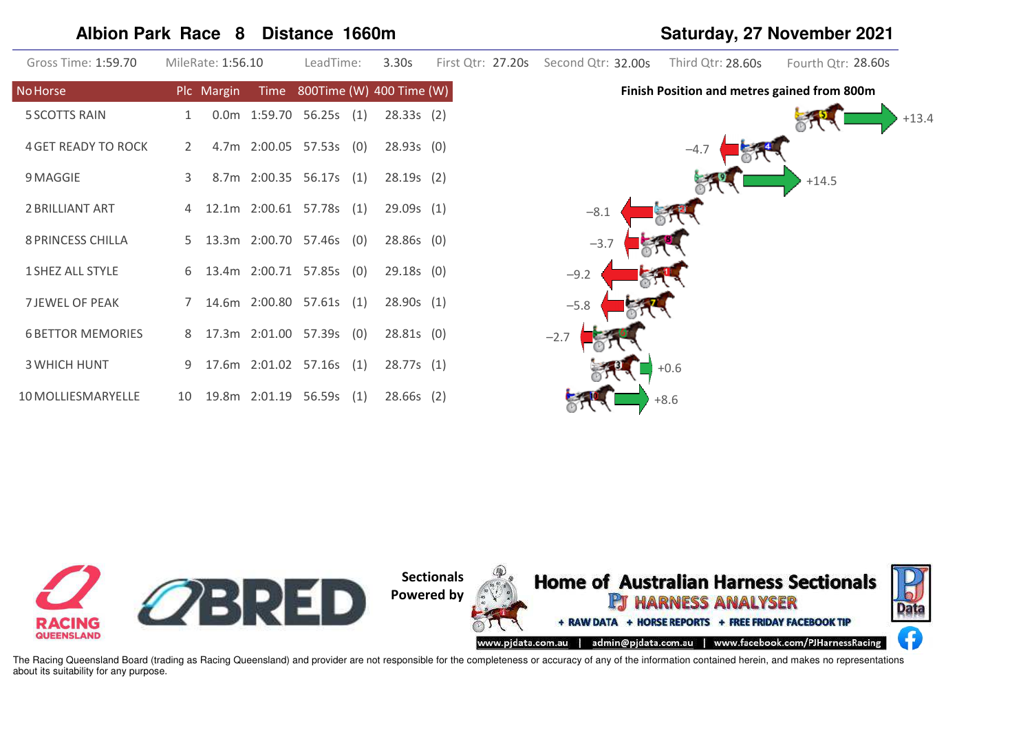## Albion Park Race 8 Distance 1660m

**Saturday, 27 November 2021**

Gross Time: 1:59.70 | MileRate: 1:56.10 | LeadTime: 3.30s | First Qtr: 27.20s | Second Qtr: 32.00s | Third Qtr: 28.60s | Fourth Qtr: 28.60s

| No Horse | Plc | Margin | Time | 800Time (W) | | 400 Time (W) | |
|---|---|---|---|---|---|---|---|
| 5 SCOTTS RAIN | 1 | 0.0m | 1:59.70 | 56.25s | (1) | 28.33s | (2) |
| 4 GET READY TO ROCK | 2 | 4.7m | 2:00.05 | 57.53s | (0) | 28.93s | (0) |
| 9 MAGGIE | 3 | 8.7m | 2:00.35 | 56.17s | (1) | 28.19s | (2) |
| 2 BRILLIANT ART | 4 | 12.1m | 2:00.61 | 57.78s | (1) | 29.09s | (1) |
| 8 PRINCESS CHILLA | 5 | 13.3m | 2:00.70 | 57.46s | (0) | 28.86s | (0) |
| 1 SHEZ ALL STYLE | 6 | 13.4m | 2:00.71 | 57.85s | (0) | 29.18s | (0) |
| 7 JEWEL OF PEAK | 7 | 14.6m | 2:00.80 | 57.61s | (1) | 28.90s | (1) |
| 6 BETTOR MEMORIES | 8 | 17.3m | 2:01.00 | 57.39s | (0) | 28.81s | (0) |
| 3 WHICH HUNT | 9 | 17.6m | 2:01.02 | 57.16s | (1) | 28.77s | (1) |
| 10 MOLLIESMARYELLE | 10 | 19.8m | 2:01.19 | 56.59s | (1) | 28.66s | (2) |

**Finish Position and metres gained from 800m**

| Horse | Metres gained |
|---|---|
| 5 | +13.4 |
| 4 | −4.7 |
| 9 | +14.5 |
| 2 | −8.1 |
| 8 | −3.7 |
| 1 | −9.2 |
| 7 | −5.8 |
| 6 | −2.7 |
| 3 | +0.6 |
| 10 | +8.6 |

Sectionals Powered by

**Home of Australian Harness Sectionals**
PJ HARNESS ANALYSER
+ RAW DATA + HORSE REPORTS + FREE FRIDAY FACEBOOK TIP
www.pjdata.com.au | admin@pjdata.com.au | www.facebook.com/PJHarnessRacing

The Racing Queensland Board (trading as Racing Queensland) and provider are not responsible for the completeness or accuracy of any of the information contained herein, and makes no representations about its suitability for any purpose.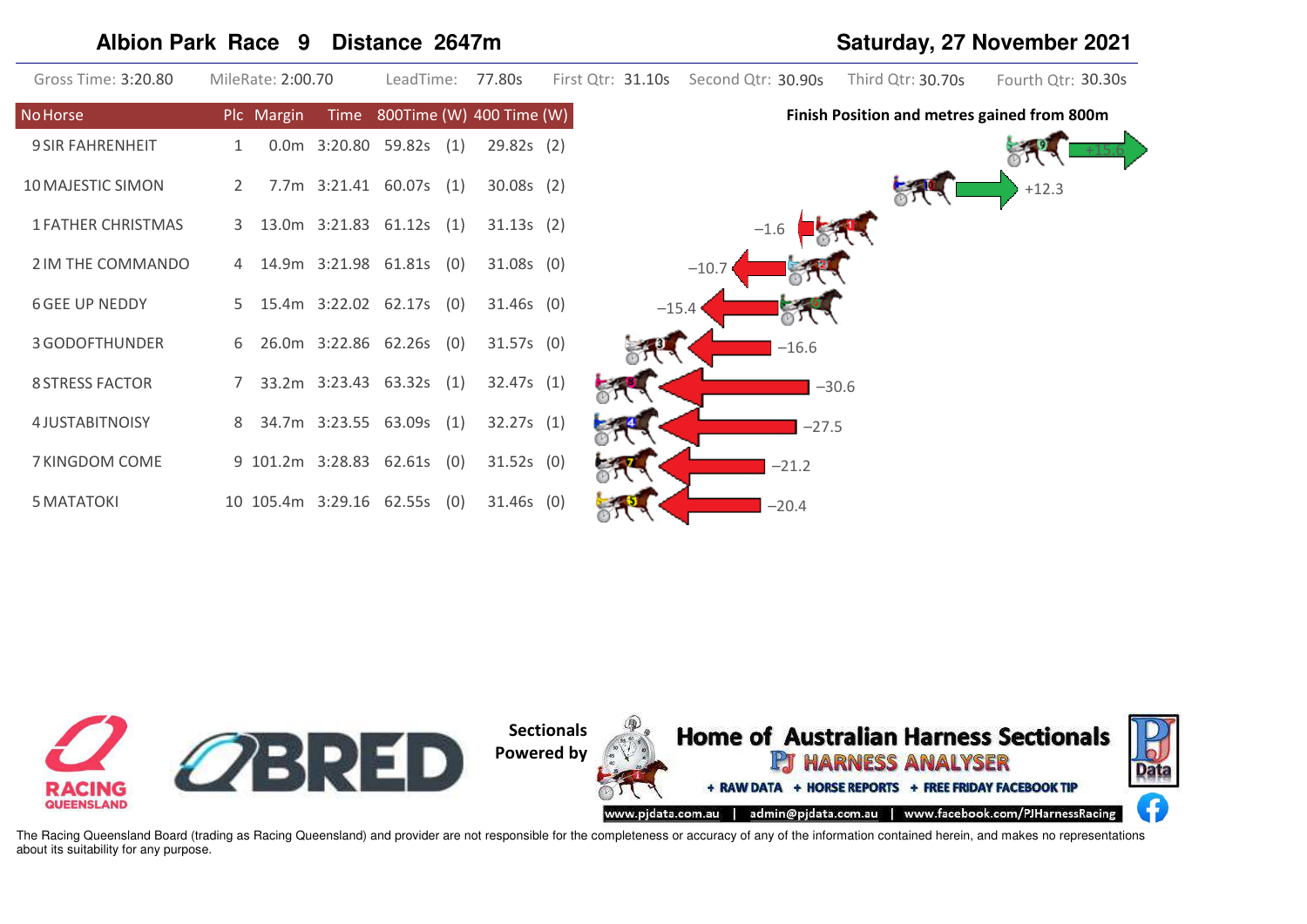# Albion Park Race 9 Distance 2647m

**Saturday, 27 November 2021**

Gross Time: 3:20.80 | MileRate: 2:00.70 | LeadTime: 77.80s | First Qtr: 31.10s | Second Qtr: 30.90s | Third Qtr: 30.70s | Fourth Qtr: 30.30s

| No | Horse | Plc | Margin | Time | 800Time (W) | | 400 Time (W) | |
|---|---|---|---|---|---|---|---|---|
| 9 | SIR FAHRENHEIT | 1 | 0.0m | 3:20.80 | 59.82s | (1) | 29.82s | (2) |
| 10 | MAJESTIC SIMON | 2 | 7.7m | 3:21.41 | 60.07s | (1) | 30.08s | (2) |
| 1 | FATHER CHRISTMAS | 3 | 13.0m | 3:21.83 | 61.12s | (1) | 31.13s | (2) |
| 2 | IM THE COMMANDO | 4 | 14.9m | 3:21.98 | 61.81s | (0) | 31.08s | (0) |
| 6 | GEE UP NEDDY | 5 | 15.4m | 3:22.02 | 62.17s | (0) | 31.46s | (0) |
| 3 | GODOFTHUNDER | 6 | 26.0m | 3:22.86 | 62.26s | (0) | 31.57s | (0) |
| 8 | STRESS FACTOR | 7 | 33.2m | 3:23.43 | 63.32s | (1) | 32.47s | (1) |
| 4 | JUSTABITNOISY | 8 | 34.7m | 3:23.55 | 63.09s | (1) | 32.27s | (1) |
| 7 | KINGDOM COME | 9 | 101.2m | 3:28.83 | 62.61s | (0) | 31.52s | (0) |
| 5 | MATATOKI | 10 | 105.4m | 3:29.16 | 62.55s | (0) | 31.46s | (0) |

**Finish Position and metres gained from 800m**

| No | Metres gained |
|---|---|
| 9 | +15.6 |
| 10 | +12.3 |
| 1 | −1.6 |
| 2 | −10.7 |
| 6 | −15.4 |
| 3 | −16.6 |
| 8 | −30.6 |
| 4 | −27.5 |
| 7 | −21.2 |
| 5 | −20.4 |

Sectionals Powered by

**Home of Australian Harness Sectionals**

PJ HARNESS ANALYSER

+ RAW DATA + HORSE REPORTS + FREE FRIDAY FACEBOOK TIP

www.pjdata.com.au | admin@pjdata.com.au | www.facebook.com/PJHarnessRacing

The Racing Queensland Board (trading as Racing Queensland) and provider are not responsible for the completeness or accuracy of any of the information contained herein, and makes no representations about its suitability for any purpose.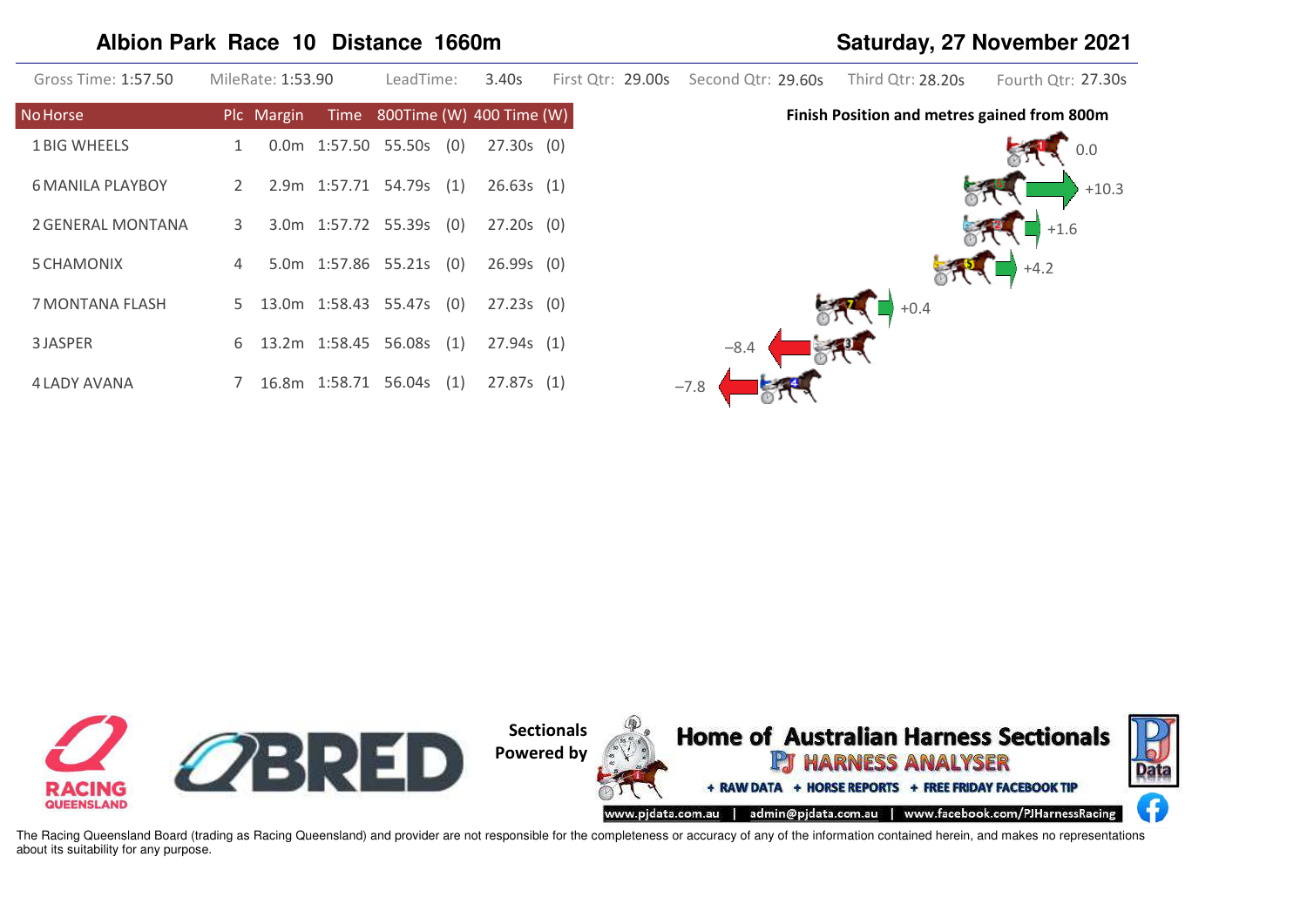## Albion Park Race 10 Distance 1660m

**Saturday, 27 November 2021**

Gross Time: 1:57.50 | MileRate: 1:53.90 | LeadTime: 3.40s | First Qtr: 29.00s | Second Qtr: 29.60s | Third Qtr: 28.20s | Fourth Qtr: 27.30s

| No Horse | Plc | Margin | Time | 800Time | (W) | 400 Time | (W) |
|---|---|---|---|---|---|---|---|
| 1 BIG WHEELS | 1 | 0.0m | 1:57.50 | 55.50s | (0) | 27.30s | (0) |
| 6 MANILA PLAYBOY | 2 | 2.9m | 1:57.71 | 54.79s | (1) | 26.63s | (1) |
| 2 GENERAL MONTANA | 3 | 3.0m | 1:57.72 | 55.39s | (0) | 27.20s | (0) |
| 5 CHAMONIX | 4 | 5.0m | 1:57.86 | 55.21s | (0) | 26.99s | (0) |
| 7 MONTANA FLASH | 5 | 13.0m | 1:58.43 | 55.47s | (0) | 27.23s | (0) |
| 3 JASPER | 6 | 13.2m | 1:58.45 | 56.08s | (1) | 27.94s | (1) |
| 4 LADY AVANA | 7 | 16.8m | 1:58.71 | 56.04s | (1) | 27.87s | (1) |

**Finish Position and metres gained from 800m**

0.0

+10.3

+1.6

+4.2

+0.4

−8.4

−7.8

Sectionals Powered by

Home of Australian Harness Sectionals

PJ HARNESS ANALYSER

+ RAW DATA + HORSE REPORTS + FREE FRIDAY FACEBOOK TIP

www.pjdata.com.au | admin@pjdata.com.au | www.facebook.com/PJHarnessRacing

The Racing Queensland Board (trading as Racing Queensland) and provider are not responsible for the completeness or accuracy of any of the information contained herein, and makes no representations about its suitability for any purpose.